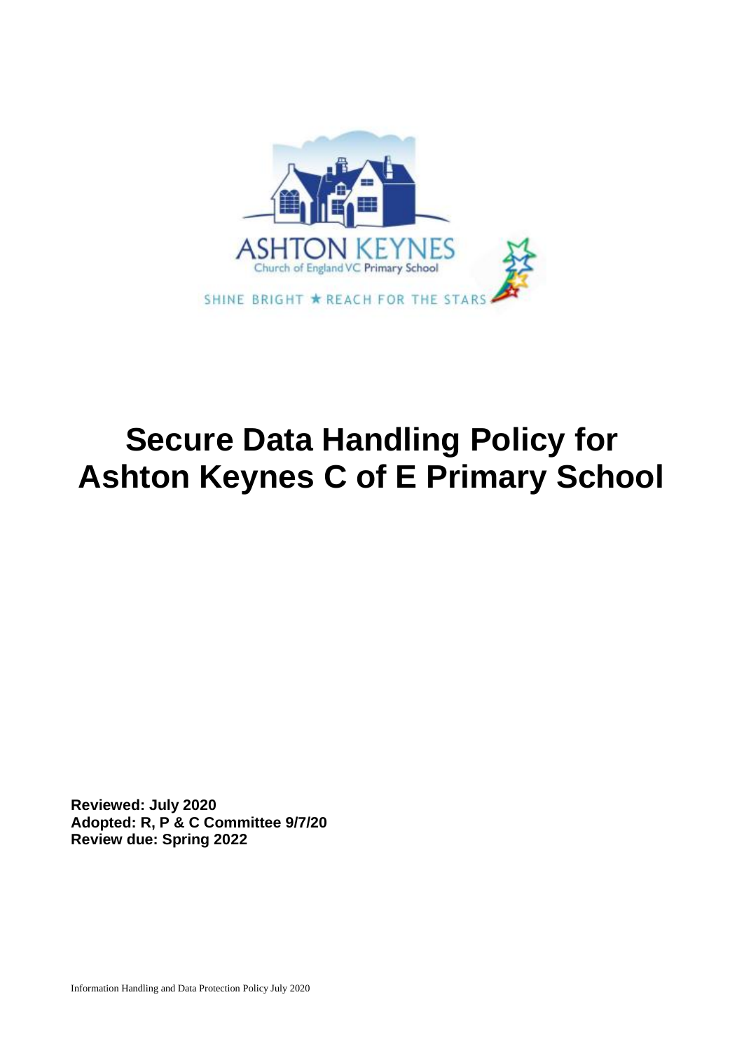# Secure Data Handling Policy for Ashton Keynes C of E Primary School

**Reviewed: July 2020**
**Adopted: R, P & C Committee 9/7/20**
**Review due: Spring 2022**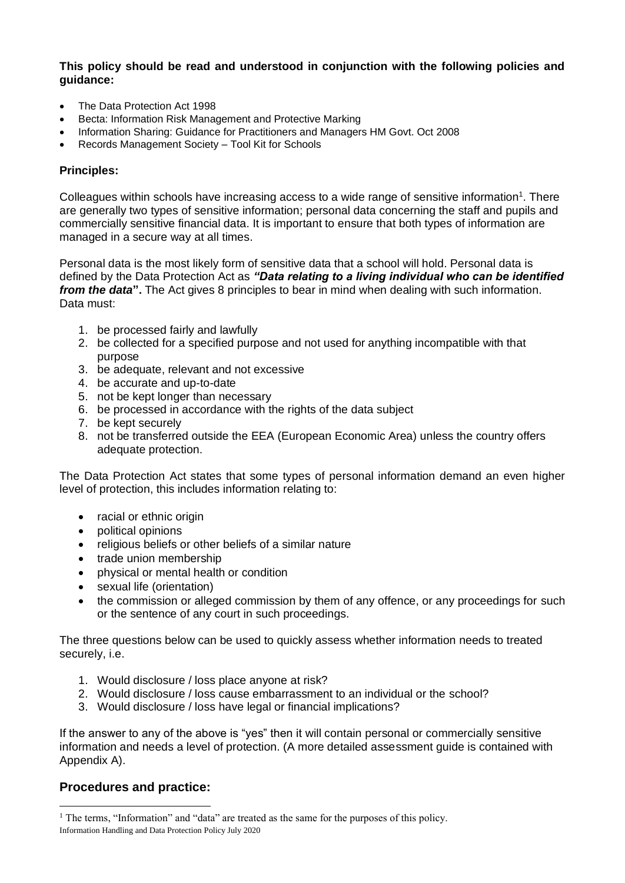**This policy should be read and understood in conjunction with the following policies and guidance:**

- The Data Protection Act 1998
- Becta: Information Risk Management and Protective Marking
- Information Sharing: Guidance for Practitioners and Managers HM Govt. Oct 2008
- Records Management Society – Tool Kit for Schools

**Principles:**

Colleagues within schools have increasing access to a wide range of sensitive information[1]. There are generally two types of sensitive information; personal data concerning the staff and pupils and commercially sensitive financial data. It is important to ensure that both types of information are managed in a secure way at all times.

Personal data is the most likely form of sensitive data that a school will hold. Personal data is defined by the Data Protection Act as ***"Data relating to a living individual who can be identified from the data*"**. The Act gives 8 principles to bear in mind when dealing with such information. Data must:

1. be processed fairly and lawfully
2. be collected for a specified purpose and not used for anything incompatible with that purpose
3. be adequate, relevant and not excessive
4. be accurate and up-to-date
5. not be kept longer than necessary
6. be processed in accordance with the rights of the data subject
7. be kept securely
8. not be transferred outside the EEA (European Economic Area) unless the country offers adequate protection.

The Data Protection Act states that some types of personal information demand an even higher level of protection, this includes information relating to:

- racial or ethnic origin
- political opinions
- religious beliefs or other beliefs of a similar nature
- trade union membership
- physical or mental health or condition
- sexual life (orientation)
- the commission or alleged commission by them of any offence, or any proceedings for such or the sentence of any court in such proceedings.

The three questions below can be used to quickly assess whether information needs to treated securely, i.e.

1. Would disclosure / loss place anyone at risk?
2. Would disclosure / loss cause embarrassment to an individual or the school?
3. Would disclosure / loss have legal or financial implications?

If the answer to any of the above is "yes" then it will contain personal or commercially sensitive information and needs a level of protection. (A more detailed assessment guide is contained with Appendix A).

## Procedures and practice:

[1] The terms, "Information" and "data" are treated as the same for the purposes of this policy.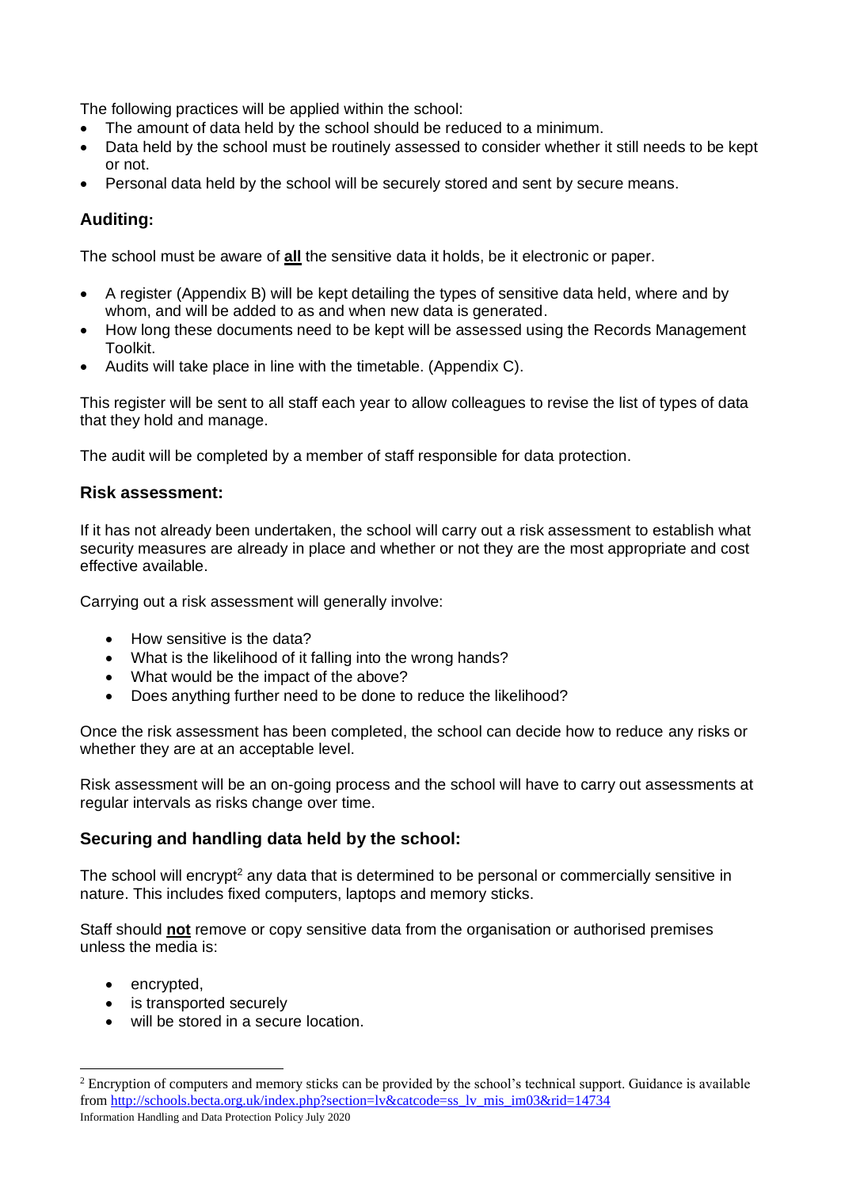The following practices will be applied within the school:

- The amount of data held by the school should be reduced to a minimum.
- Data held by the school must be routinely assessed to consider whether it still needs to be kept or not.
- Personal data held by the school will be securely stored and sent by secure means.

### Auditing:

The school must be aware of **all** the sensitive data it holds, be it electronic or paper.

- A register (Appendix B) will be kept detailing the types of sensitive data held, where and by whom, and will be added to as and when new data is generated.
- How long these documents need to be kept will be assessed using the Records Management Toolkit.
- Audits will take place in line with the timetable. (Appendix C).

This register will be sent to all staff each year to allow colleagues to revise the list of types of data that they hold and manage.

The audit will be completed by a member of staff responsible for data protection.

### Risk assessment:

If it has not already been undertaken, the school will carry out a risk assessment to establish what security measures are already in place and whether or not they are the most appropriate and cost effective available.

Carrying out a risk assessment will generally involve:

- How sensitive is the data?
- What is the likelihood of it falling into the wrong hands?
- What would be the impact of the above?
- Does anything further need to be done to reduce the likelihood?

Once the risk assessment has been completed, the school can decide how to reduce any risks or whether they are at an acceptable level.

Risk assessment will be an on-going process and the school will have to carry out assessments at regular intervals as risks change over time.

### Securing and handling data held by the school:

The school will encrypt[2] any data that is determined to be personal or commercially sensitive in nature. This includes fixed computers, laptops and memory sticks.

Staff should **not** remove or copy sensitive data from the organisation or authorised premises unless the media is:

- encrypted,
- is transported securely
- will be stored in a secure location.

[2] Encryption of computers and memory sticks can be provided by the school's technical support. Guidance is available from http://schools.becta.org.uk/index.php?section=lv&catcode=ss_lv_mis_im03&rid=14734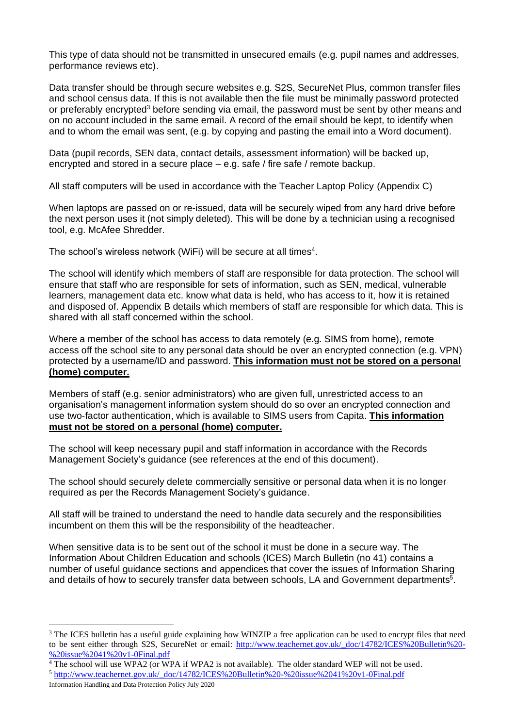This type of data should not be transmitted in unsecured emails (e.g. pupil names and addresses, performance reviews etc).

Data transfer should be through secure websites e.g. S2S, SecureNet Plus, common transfer files and school census data. If this is not available then the file must be minimally password protected or preferably encrypted[3] before sending via email, the password must be sent by other means and on no account included in the same email. A record of the email should be kept, to identify when and to whom the email was sent, (e.g. by copying and pasting the email into a Word document).

Data (pupil records, SEN data, contact details, assessment information) will be backed up, encrypted and stored in a secure place – e.g. safe / fire safe / remote backup.

All staff computers will be used in accordance with the Teacher Laptop Policy (Appendix C)

When laptops are passed on or re-issued, data will be securely wiped from any hard drive before the next person uses it (not simply deleted). This will be done by a technician using a recognised tool, e.g. McAfee Shredder.

The school's wireless network (WiFi) will be secure at all times[4].

The school will identify which members of staff are responsible for data protection. The school will ensure that staff who are responsible for sets of information, such as SEN, medical, vulnerable learners, management data etc. know what data is held, who has access to it, how it is retained and disposed of. Appendix B details which members of staff are responsible for which data. This is shared with all staff concerned within the school.

Where a member of the school has access to data remotely (e.g. SIMS from home), remote access off the school site to any personal data should be over an encrypted connection (e.g. VPN) protected by a username/ID and password. **<u>This information must not be stored on a personal (home) computer.</u>**

Members of staff (e.g. senior administrators) who are given full, unrestricted access to an organisation's management information system should do so over an encrypted connection and use two-factor authentication, which is available to SIMS users from Capita. **<u>This information must not be stored on a personal (home) computer.</u>**

The school will keep necessary pupil and staff information in accordance with the Records Management Society's guidance (see references at the end of this document).

The school should securely delete commercially sensitive or personal data when it is no longer required as per the Records Management Society's guidance.

All staff will be trained to understand the need to handle data securely and the responsibilities incumbent on them this will be the responsibility of the headteacher.

When sensitive data is to be sent out of the school it must be done in a secure way. The Information About Children Education and schools (ICES) March Bulletin (no 41) contains a number of useful guidance sections and appendices that cover the issues of Information Sharing and details of how to securely transfer data between schools, LA and Government departments[5].

---

[3] The ICES bulletin has a useful guide explaining how WINZIP a free application can be used to encrypt files that need to be sent either through S2S, SecureNet or email: http://www.teachernet.gov.uk/_doc/14782/ICES%20Bulletin%20-%20issue%2041%20v1-0Final.pdf

[4] The school will use WPA2 (or WPA if WPA2 is not available). The older standard WEP will not be used.

[5] http://www.teachernet.gov.uk/_doc/14782/ICES%20Bulletin%20-%20issue%2041%20v1-0Final.pdf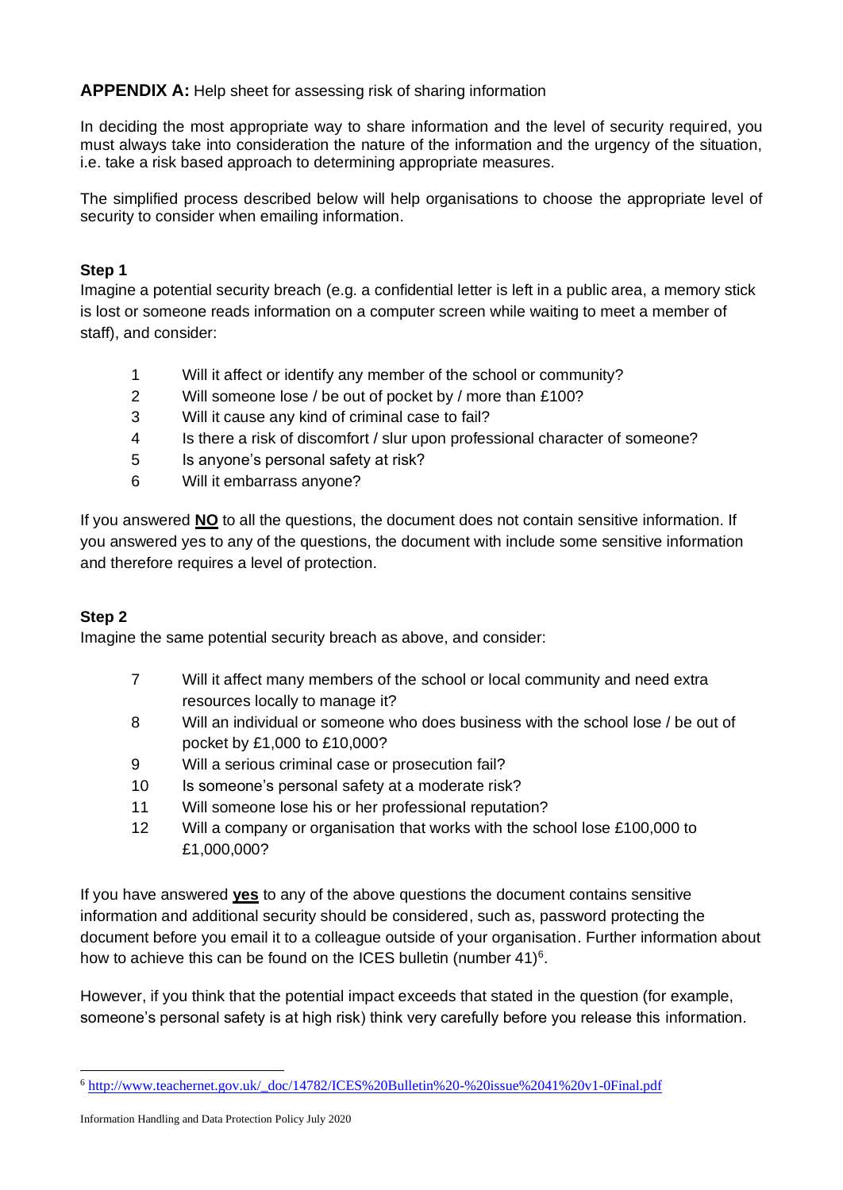**APPENDIX A:** Help sheet for assessing risk of sharing information

In deciding the most appropriate way to share information and the level of security required, you must always take into consideration the nature of the information and the urgency of the situation, i.e. take a risk based approach to determining appropriate measures.

The simplified process described below will help organisations to choose the appropriate level of security to consider when emailing information.

**Step 1**

Imagine a potential security breach (e.g. a confidential letter is left in a public area, a memory stick is lost or someone reads information on a computer screen while waiting to meet a member of staff), and consider:

1. Will it affect or identify any member of the school or community?
2. Will someone lose / be out of pocket by / more than £100?
3. Will it cause any kind of criminal case to fail?
4. Is there a risk of discomfort / slur upon professional character of someone?
5. Is anyone's personal safety at risk?
6. Will it embarrass anyone?

If you answered **NO** to all the questions, the document does not contain sensitive information. If you answered yes to any of the questions, the document with include some sensitive information and therefore requires a level of protection.

**Step 2**

Imagine the same potential security breach as above, and consider:

7. Will it affect many members of the school or local community and need extra resources locally to manage it?
8. Will an individual or someone who does business with the school lose / be out of pocket by £1,000 to £10,000?
9. Will a serious criminal case or prosecution fail?
10. Is someone's personal safety at a moderate risk?
11. Will someone lose his or her professional reputation?
12. Will a company or organisation that works with the school lose £100,000 to £1,000,000?

If you have answered **yes** to any of the above questions the document contains sensitive information and additional security should be considered, such as, password protecting the document before you email it to a colleague outside of your organisation. Further information about how to achieve this can be found on the ICES bulletin (number 41)[6].

However, if you think that the potential impact exceeds that stated in the question (for example, someone's personal safety is at high risk) think very carefully before you release this information.

[6] http://www.teachernet.gov.uk/_doc/14782/ICES%20Bulletin%20-%20issue%2041%20v1-0Final.pdf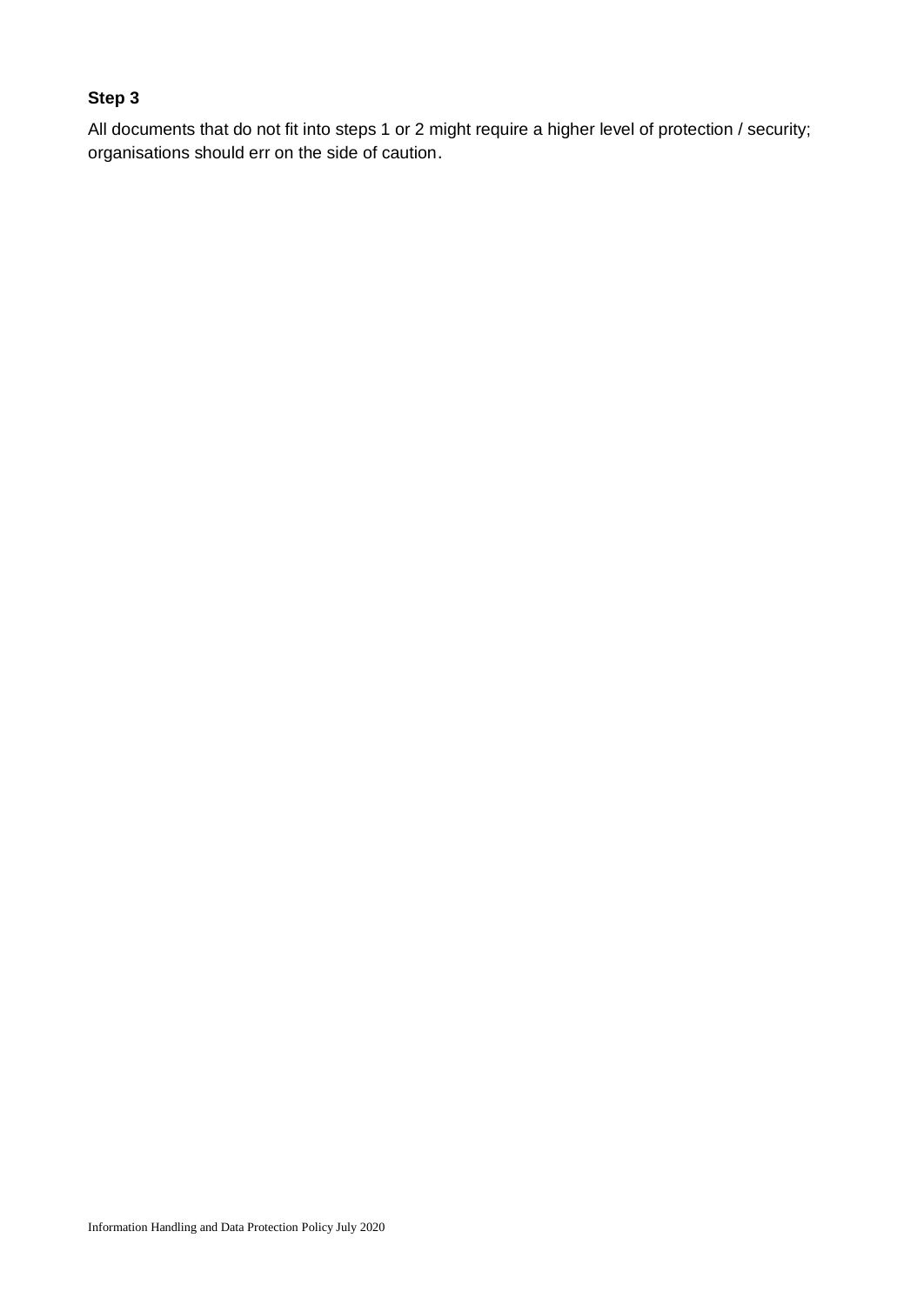**Step 3**

All documents that do not fit into steps 1 or 2 might require a higher level of protection / security; organisations should err on the side of caution.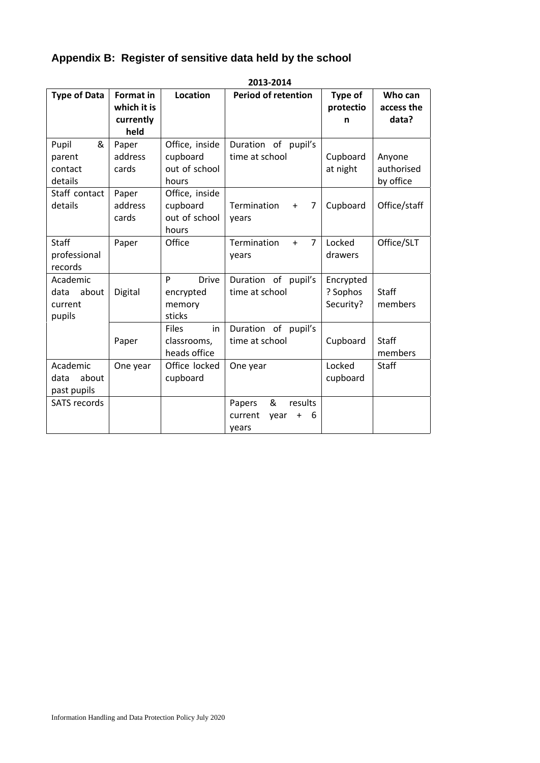## Appendix B: Register of sensitive data held by the school

**2013-2014**

| Type of Data | Format in which it is currently held | Location | Period of retention | Type of protection | Who can access the data? |
|---|---|---|---|---|---|
| Pupil & parent contact details | Paper address cards | Office, inside cupboard out of school hours | Duration of pupil's time at school | Cupboard at night | Anyone authorised by office |
| Staff contact details | Paper address cards | Office, inside cupboard out of school hours | Termination + 7 years | Cupboard | Office/staff |
| Staff professional records | Paper | Office | Termination + 7 years | Locked drawers | Office/SLT |
| Academic data about current pupils | Digital | P Drive encrypted memory sticks | Duration of pupil's time at school | Encrypted ? Sophos Security? | Staff members |
| | Paper | Files in classrooms, heads office | Duration of pupil's time at school | Cupboard | Staff members |
| Academic data about past pupils | One year | Office locked cupboard | One year | Locked cupboard | Staff |
| SATS records | | | Papers & results current year + 6 years | | |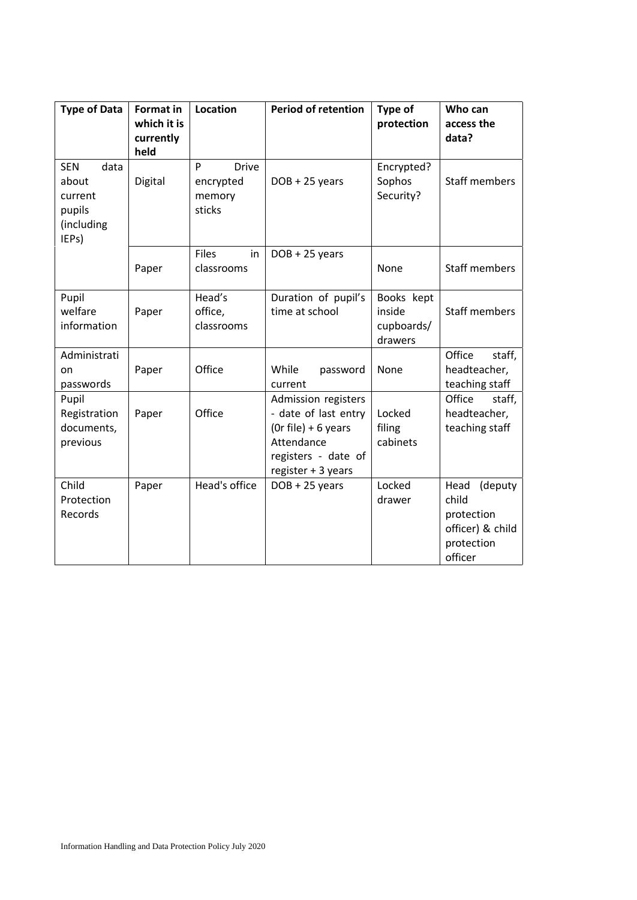| Type of Data | Format in which it is currently held | Location | Period of retention | Type of protection | Who can access the data? |
|---|---|---|---|---|---|
| SEN data about current pupils (including IEPs) | Digital | P Drive encrypted memory sticks | DOB + 25 years | Encrypted? Sophos Security? | Staff members |
| | Paper | Files in classrooms | DOB + 25 years | None | Staff members |
| Pupil welfare information | Paper | Head's office, classrooms | Duration of pupil's time at school | Books kept inside cupboards/ drawers | Staff members |
| Administration passwords | Paper | Office | While password current | None | Office staff, headteacher, teaching staff |
| Pupil Registration documents, previous | Paper | Office | Admission registers - date of last entry (0r file) + 6 years Attendance registers - date of register + 3 years | Locked filing cabinets | Office staff, headteacher, teaching staff |
| Child Protection Records | Paper | Head's office | DOB + 25 years | Locked drawer | Head (deputy child protection officer) & child protection officer |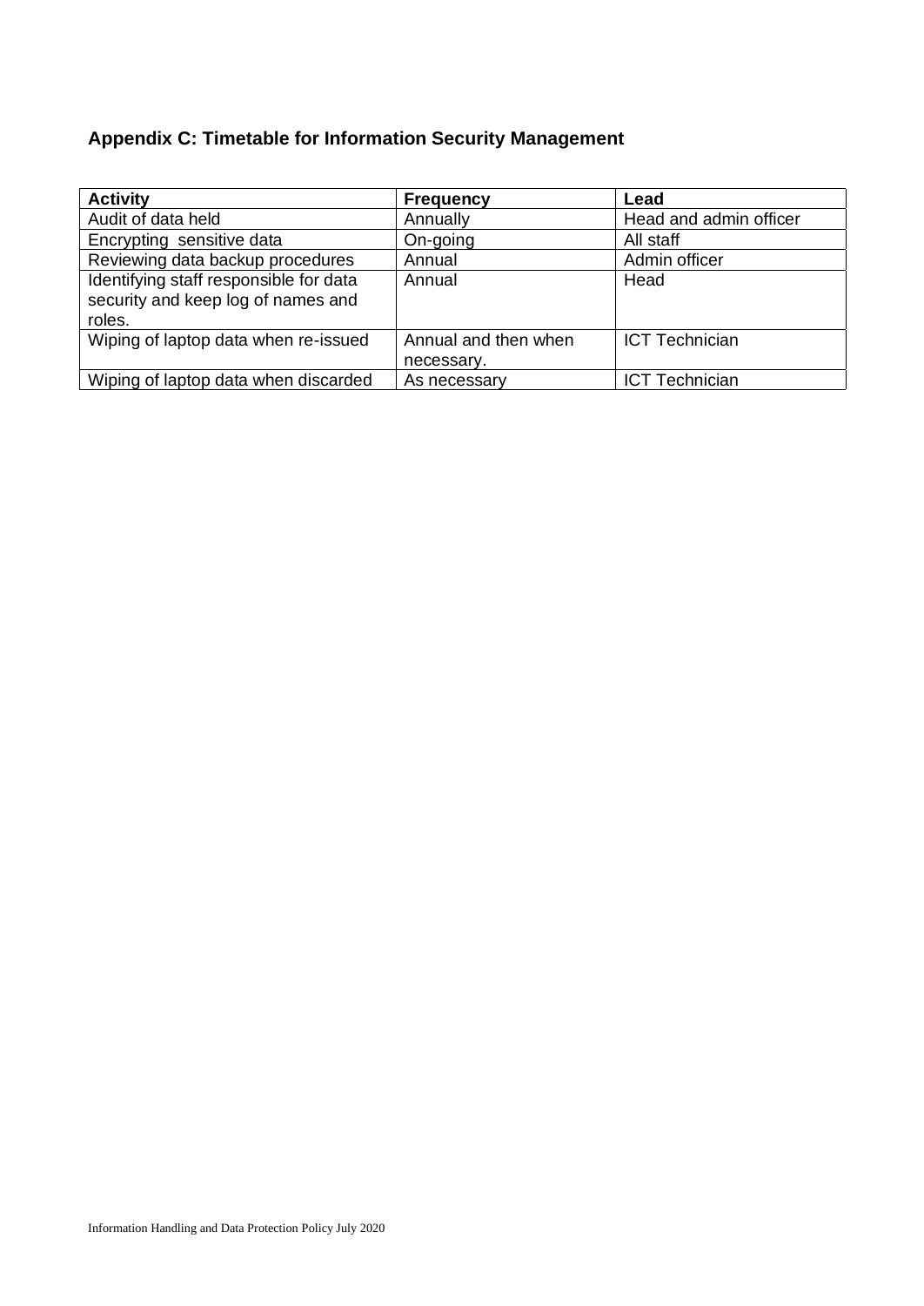## Appendix C: Timetable for Information Security Management

| Activity | Frequency | Lead |
| --- | --- | --- |
| Audit of data held | Annually | Head and admin officer |
| Encrypting sensitive data | On-going | All staff |
| Reviewing data backup procedures | Annual | Admin officer |
| Identifying staff responsible for data security and keep log of names and roles. | Annual | Head |
| Wiping of laptop data when re-issued | Annual and then when necessary. | ICT Technician |
| Wiping of laptop data when discarded | As necessary | ICT Technician |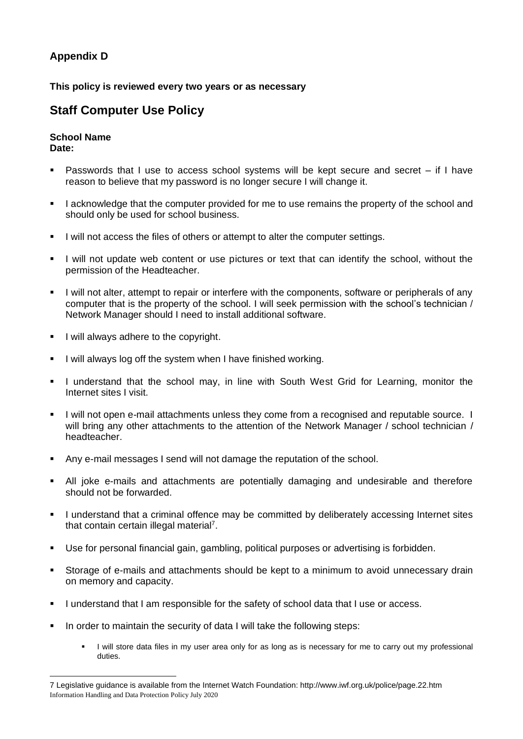**Appendix D**

**This policy is reviewed every two years or as necessary**

## Staff Computer Use Policy

**School Name**
**Date:**

- Passwords that I use to access school systems will be kept secure and secret – if I have reason to believe that my password is no longer secure I will change it.
- I acknowledge that the computer provided for me to use remains the property of the school and should only be used for school business.
- I will not access the files of others or attempt to alter the computer settings.
- I will not update web content or use pictures or text that can identify the school, without the permission of the Headteacher.
- I will not alter, attempt to repair or interfere with the components, software or peripherals of any computer that is the property of the school. I will seek permission with the school's technician / Network Manager should I need to install additional software.
- I will always adhere to the copyright.
- I will always log off the system when I have finished working.
- I understand that the school may, in line with South West Grid for Learning, monitor the Internet sites I visit.
- I will not open e-mail attachments unless they come from a recognised and reputable source. I will bring any other attachments to the attention of the Network Manager / school technician / headteacher.
- Any e-mail messages I send will not damage the reputation of the school.
- All joke e-mails and attachments are potentially damaging and undesirable and therefore should not be forwarded.
- I understand that a criminal offence may be committed by deliberately accessing Internet sites that contain certain illegal material[7].
- Use for personal financial gain, gambling, political purposes or advertising is forbidden.
- Storage of e-mails and attachments should be kept to a minimum to avoid unnecessary drain on memory and capacity.
- I understand that I am responsible for the safety of school data that I use or access.
- In order to maintain the security of data I will take the following steps:
  - I will store data files in my user area only for as long as is necessary for me to carry out my professional duties.

---

7 Legislative guidance is available from the Internet Watch Foundation: http://www.iwf.org.uk/police/page.22.htm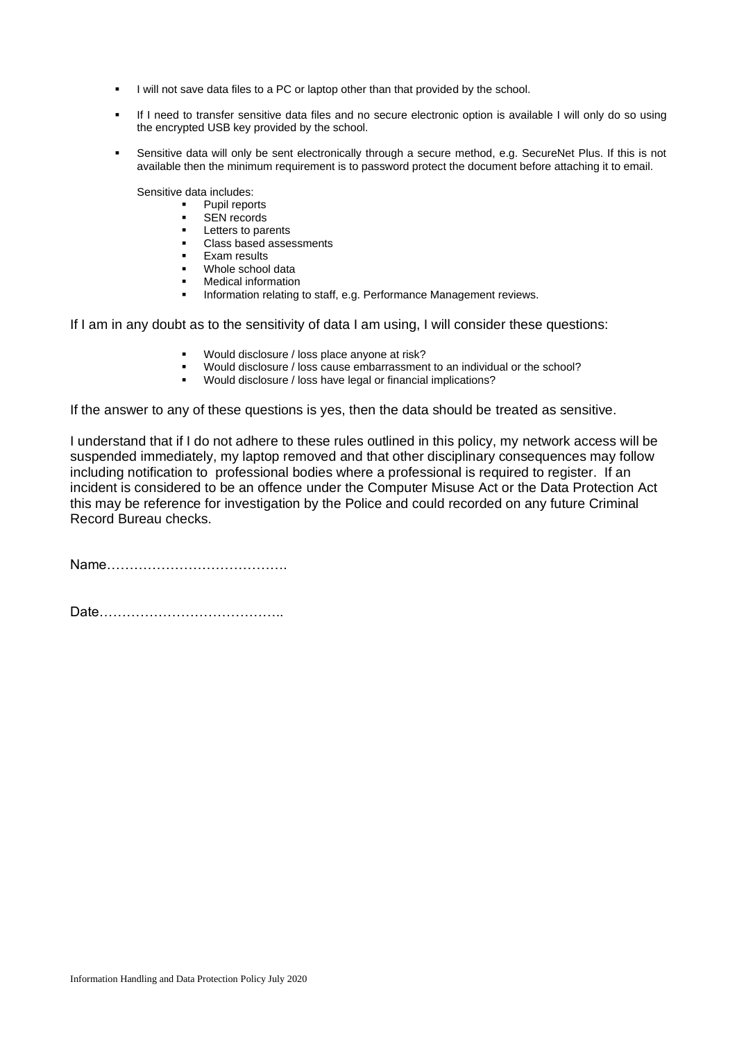- I will not save data files to a PC or laptop other than that provided by the school.
- If I need to transfer sensitive data files and no secure electronic option is available I will only do so using the encrypted USB key provided by the school.
- Sensitive data will only be sent electronically through a secure method, e.g. SecureNet Plus. If this is not available then the minimum requirement is to password protect the document before attaching it to email.

  Sensitive data includes:
  - Pupil reports
  - SEN records
  - Letters to parents
  - Class based assessments
  - Exam results
  - Whole school data
  - Medical information
  - Information relating to staff, e.g. Performance Management reviews.

If I am in any doubt as to the sensitivity of data I am using, I will consider these questions:

- Would disclosure / loss place anyone at risk?
- Would disclosure / loss cause embarrassment to an individual or the school?
- Would disclosure / loss have legal or financial implications?

If the answer to any of these questions is yes, then the data should be treated as sensitive.

I understand that if I do not adhere to these rules outlined in this policy, my network access will be suspended immediately, my laptop removed and that other disciplinary consequences may follow including notification to professional bodies where a professional is required to register. If an incident is considered to be an offence under the Computer Misuse Act or the Data Protection Act this may be reference for investigation by the Police and could recorded on any future Criminal Record Bureau checks.

Name………………………………….

Date…………………………………..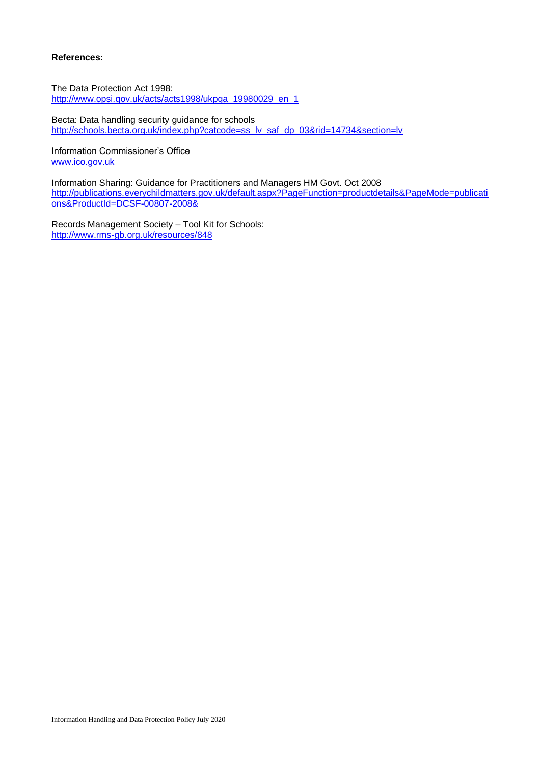**References:**

The Data Protection Act 1998:
http://www.opsi.gov.uk/acts/acts1998/ukpga_19980029_en_1

Becta: Data handling security guidance for schools
http://schools.becta.org.uk/index.php?catcode=ss_lv_saf_dp_03&rid=14734&section=lv

Information Commissioner's Office
www.ico.gov.uk

Information Sharing: Guidance for Practitioners and Managers HM Govt. Oct 2008
http://publications.everychildmatters.gov.uk/default.aspx?PageFunction=productdetails&PageMode=publications&ProductId=DCSF-00807-2008&

Records Management Society – Tool Kit for Schools:
http://www.rms-gb.org.uk/resources/848